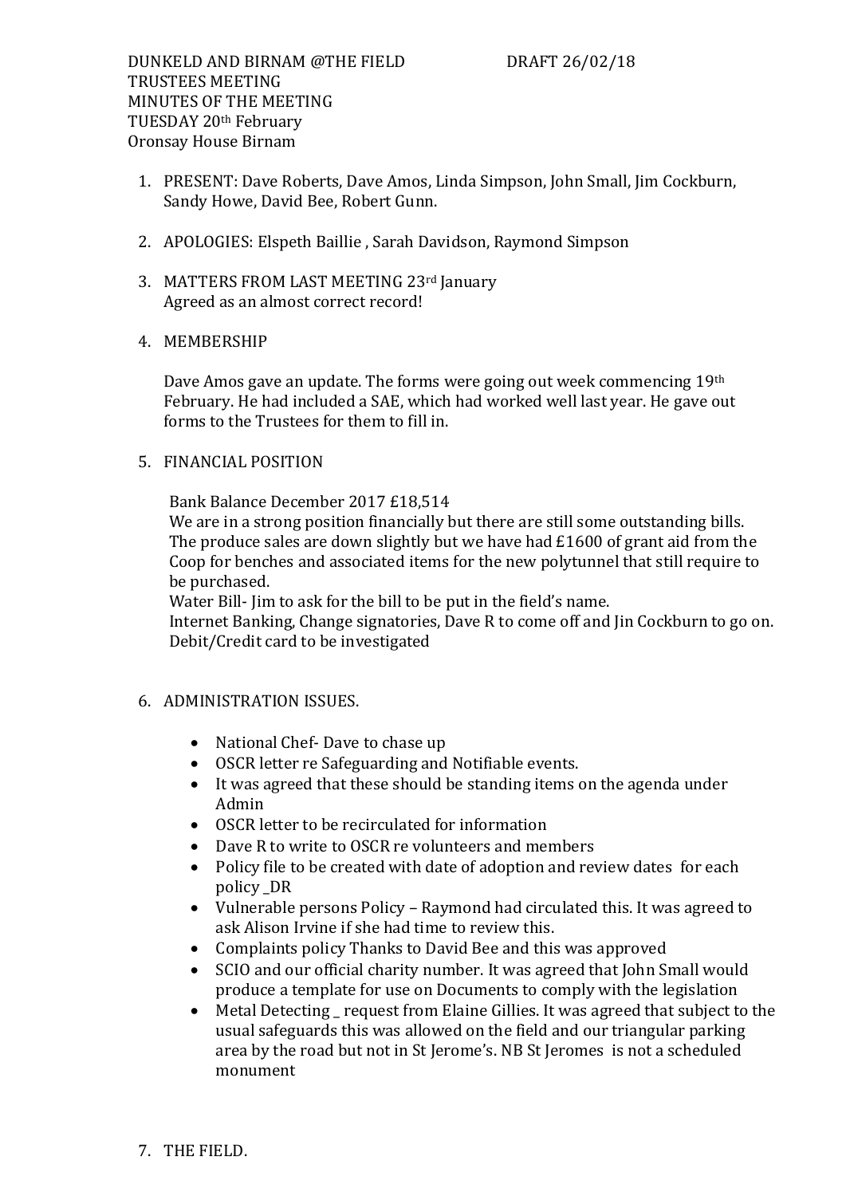DUNKELD AND BIRNAM @THE FIELD DRAFT 26/02/18
TRUSTEES MEETING
MINUTES OF THE MEETING
TUESDAY 20th February
Oronsay House Birnam

1. PRESENT: Dave Roberts, Dave Amos, Linda Simpson, John Small, Jim Cockburn, Sandy Howe, David Bee, Robert Gunn.

2. APOLOGIES: Elspeth Baillie , Sarah Davidson, Raymond Simpson

3. MATTERS FROM LAST MEETING 23rd January
   Agreed as an almost correct record!

4. MEMBERSHIP

   Dave Amos gave an update. The forms were going out week commencing 19th February. He had included a SAE, which had worked well last year. He gave out forms to the Trustees for them to fill in.

5. FINANCIAL POSITION

   Bank Balance December 2017 £18,514
   We are in a strong position financially but there are still some outstanding bills. The produce sales are down slightly but we have had £1600 of grant aid from the Coop for benches and associated items for the new polytunnel that still require to be purchased.
   Water Bill- Jim to ask for the bill to be put in the field's name.
   Internet Banking, Change signatories, Dave R to come off and Jin Cockburn to go on.
   Debit/Credit card to be investigated

6. ADMINISTRATION ISSUES.

   - National Chef- Dave to chase up
   - OSCR letter re Safeguarding and Notifiable events.
   - It was agreed that these should be standing items on the agenda under Admin
   - OSCR letter to be recirculated for information
   - Dave R to write to OSCR re volunteers and members
   - Policy file to be created with date of adoption and review dates for each policy _DR
   - Vulnerable persons Policy – Raymond had circulated this. It was agreed to ask Alison Irvine if she had time to review this.
   - Complaints policy Thanks to David Bee and this was approved
   - SCIO and our official charity number. It was agreed that John Small would produce a template for use on Documents to comply with the legislation
   - Metal Detecting _ request from Elaine Gillies. It was agreed that subject to the usual safeguards this was allowed on the field and our triangular parking area by the road but not in St Jerome's. NB St Jeromes is not a scheduled monument

7. THE FIELD.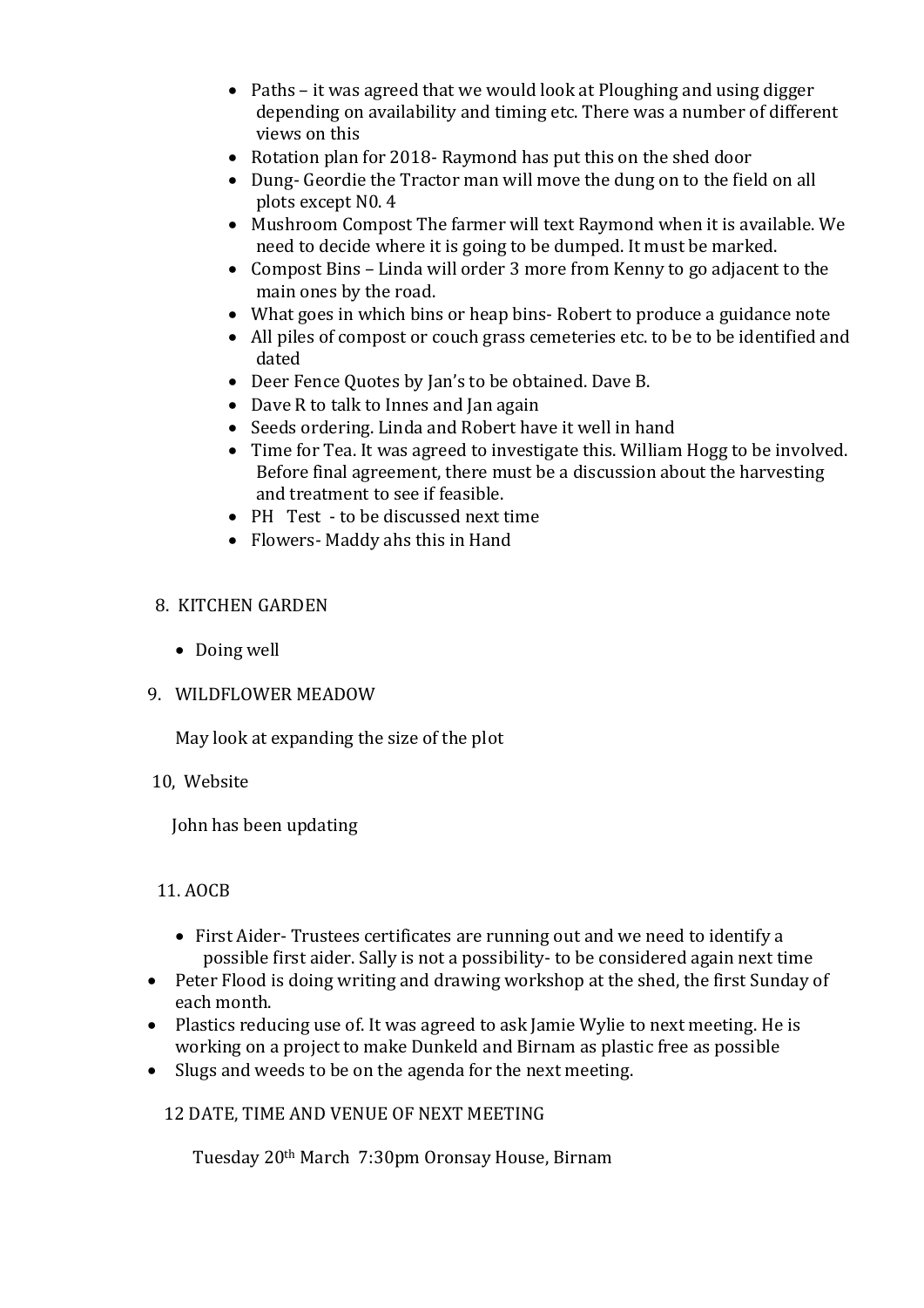- Paths – it was agreed that we would look at Ploughing and using digger depending on availability and timing etc. There was a number of different views on this
- Rotation plan for 2018- Raymond has put this on the shed door
- Dung- Geordie the Tractor man will move the dung on to the field on all plots except N0. 4
- Mushroom Compost The farmer will text Raymond when it is available. We need to decide where it is going to be dumped. It must be marked.
- Compost Bins – Linda will order 3 more from Kenny to go adjacent to the main ones by the road.
- What goes in which bins or heap bins- Robert to produce a guidance note
- All piles of compost or couch grass cemeteries etc. to be to be identified and dated
- Deer Fence Quotes by Jan's to be obtained. Dave B.
- Dave R to talk to Innes and Jan again
- Seeds ordering. Linda and Robert have it well in hand
- Time for Tea. It was agreed to investigate this. William Hogg to be involved. Before final agreement, there must be a discussion about the harvesting and treatment to see if feasible.
- PH Test - to be discussed next time
- Flowers- Maddy ahs this in Hand

8. KITCHEN GARDEN

- Doing well

9. WILDFLOWER MEADOW

May look at expanding the size of the plot

10, Website

John has been updating

11. AOCB

- First Aider- Trustees certificates are running out and we need to identify a possible first aider. Sally is not a possibility- to be considered again next time
- Peter Flood is doing writing and drawing workshop at the shed, the first Sunday of each month.
- Plastics reducing use of. It was agreed to ask Jamie Wylie to next meeting. He is working on a project to make Dunkeld and Birnam as plastic free as possible
- Slugs and weeds to be on the agenda for the next meeting.

12 DATE, TIME AND VENUE OF NEXT MEETING

Tuesday 20th March 7:30pm Oronsay House, Birnam